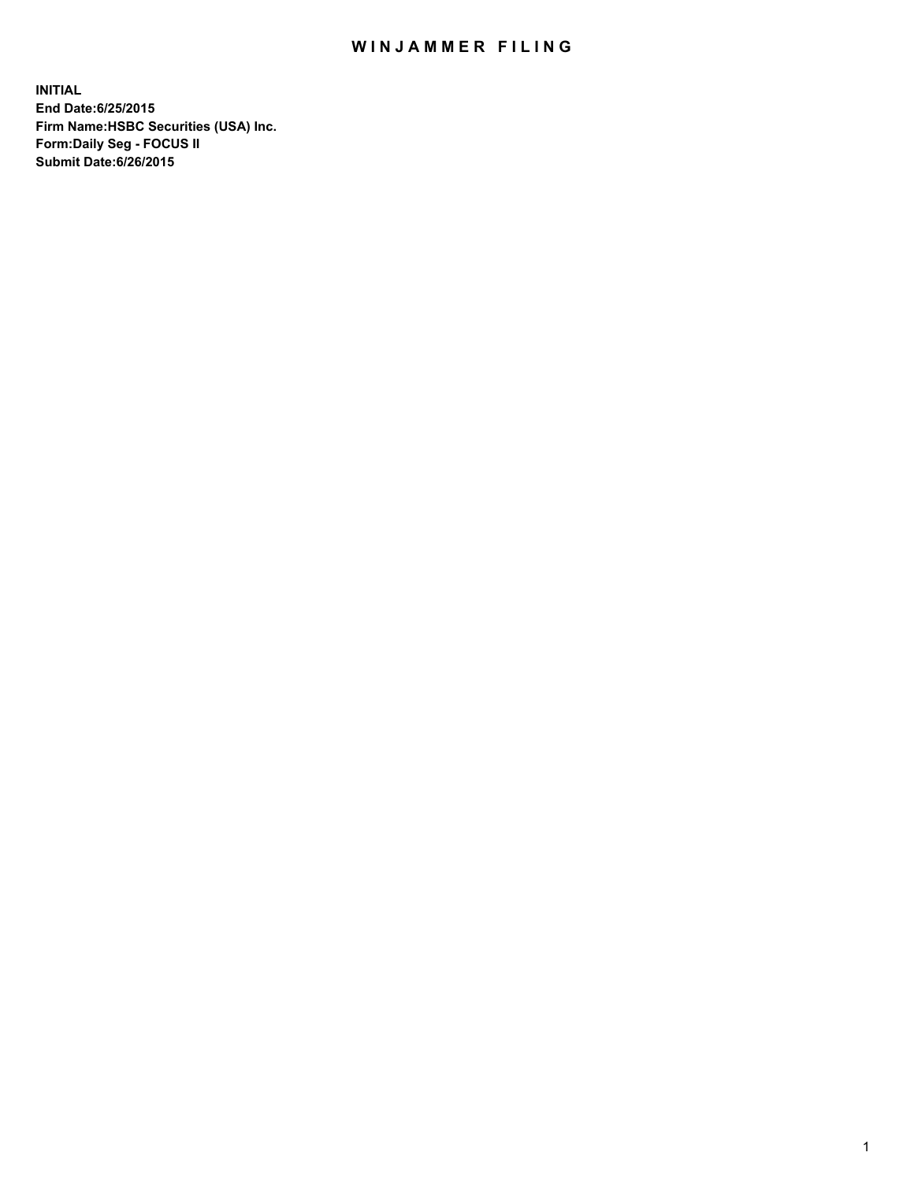# WINJAMMER FILING

**INITIAL**
**End Date:6/25/2015**
**Firm Name:HSBC Securities (USA) Inc.**
**Form:Daily Seg - FOCUS II**
**Submit Date:6/26/2015**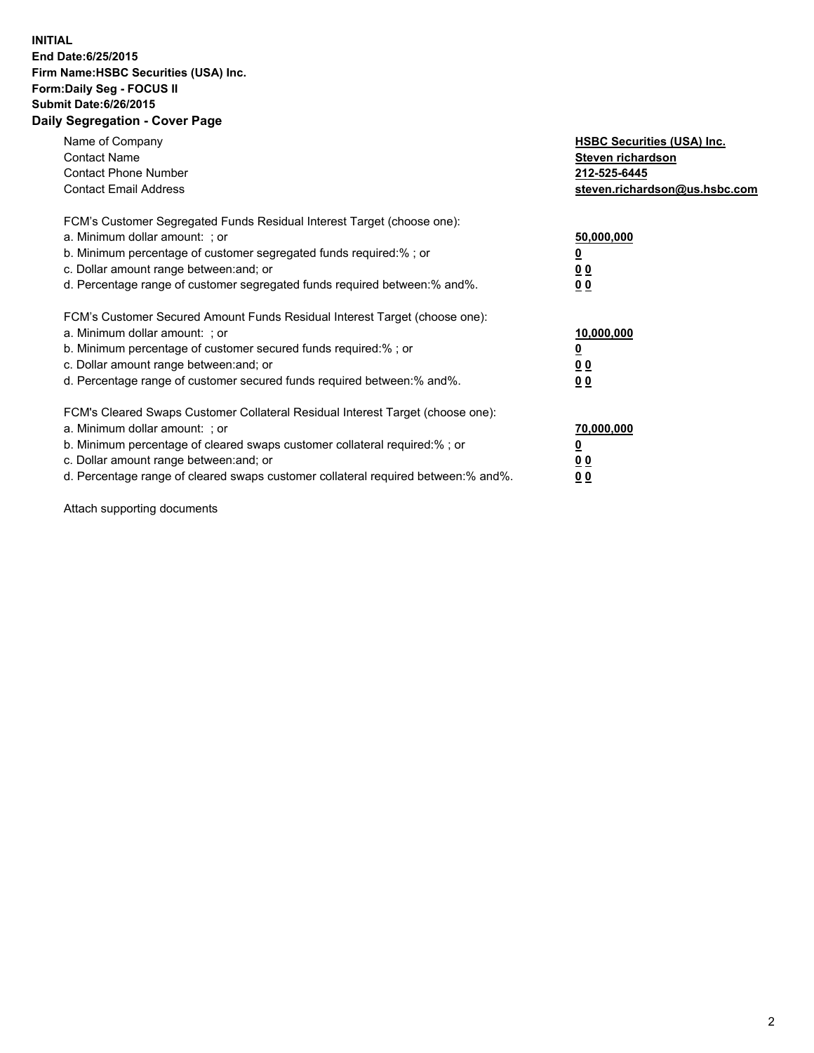**INITIAL**
**End Date:6/25/2015**
**Firm Name:HSBC Securities (USA) Inc.**
**Form:Daily Seg - FOCUS II**
**Submit Date:6/26/2015**

## Daily Segregation - Cover Page

| | |
|---|---|
| Name of Company | **HSBC Securities (USA) Inc.** |
| Contact Name | **Steven richardson** |
| Contact Phone Number | **212-525-6445** |
| Contact Email Address | **steven.richardson@us.hsbc.com** |

| | |
|---|---|
| FCM's Customer Segregated Funds Residual Interest Target (choose one): | |
| a. Minimum dollar amount: ; or | **50,000,000** |
| b. Minimum percentage of customer segregated funds required:% ; or | **0** |
| c. Dollar amount range between:and; or | **0 0** |
| d. Percentage range of customer segregated funds required between:% and%. | **0 0** |
| FCM's Customer Secured Amount Funds Residual Interest Target (choose one): | |
| a. Minimum dollar amount: ; or | **10,000,000** |
| b. Minimum percentage of customer secured funds required:% ; or | **0** |
| c. Dollar amount range between:and; or | **0 0** |
| d. Percentage range of customer secured funds required between:% and%. | **0 0** |
| FCM's Cleared Swaps Customer Collateral Residual Interest Target (choose one): | |
| a. Minimum dollar amount: ; or | **70,000,000** |
| b. Minimum percentage of cleared swaps customer collateral required:% ; or | **0** |
| c. Dollar amount range between:and; or | **0 0** |
| d. Percentage range of cleared swaps customer collateral required between:% and%. | **0 0** |

Attach supporting documents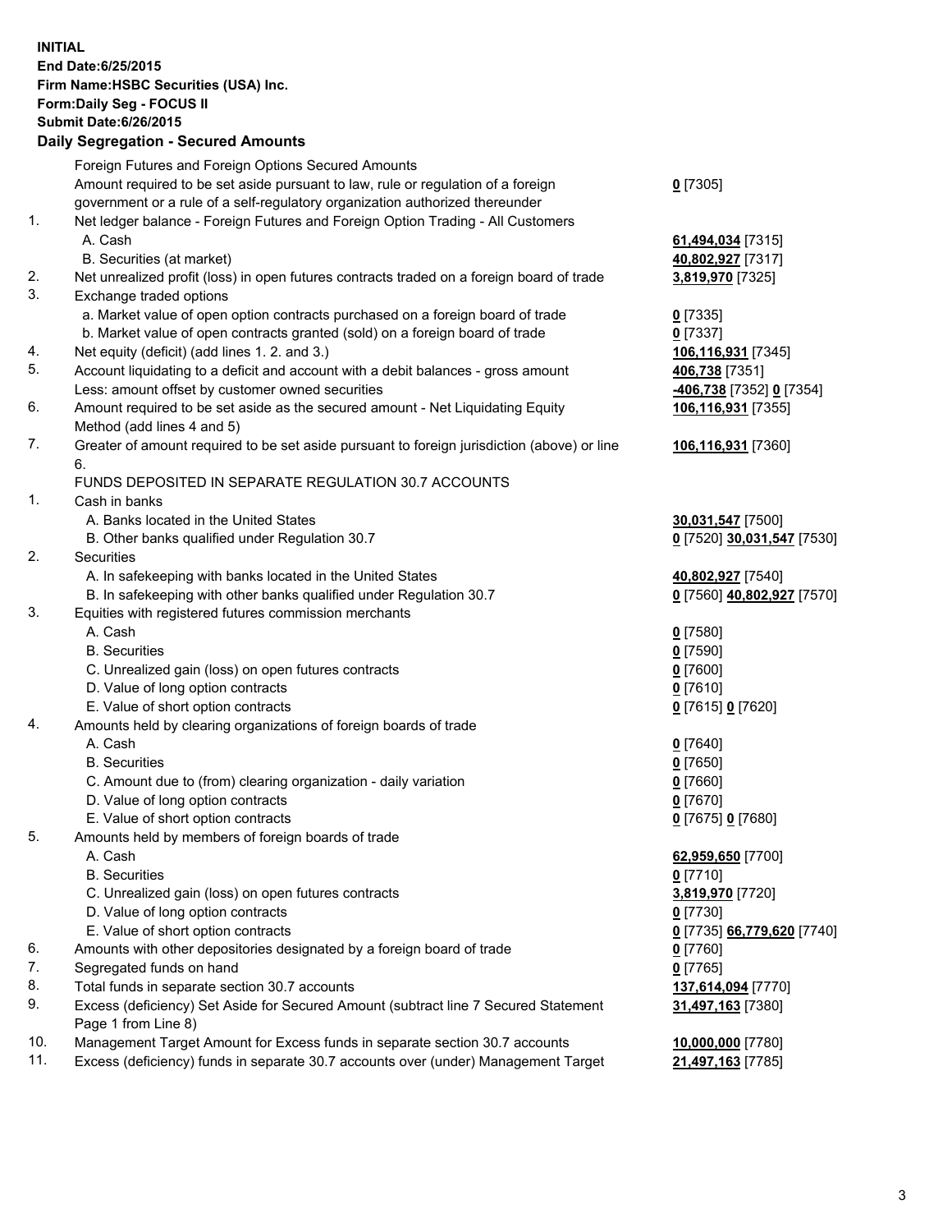**INITIAL**
**End Date:6/25/2015**
**Firm Name:HSBC Securities (USA) Inc.**
**Form:Daily Seg - FOCUS II**
**Submit Date:6/26/2015**

**Daily Segregation - Secured Amounts**

| | | |
|---|---|---|
| | Foreign Futures and Foreign Options Secured Amounts | |
| | Amount required to be set aside pursuant to law, rule or regulation of a foreign government or a rule of a self-regulatory organization authorized thereunder | **0** [7305] |
| 1. | Net ledger balance - Foreign Futures and Foreign Option Trading - All Customers | |
| | A. Cash | **61,494,034** [7315] |
| | B. Securities (at market) | **40,802,927** [7317] |
| 2. | Net unrealized profit (loss) in open futures contracts traded on a foreign board of trade | **3,819,970** [7325] |
| 3. | Exchange traded options | |
| | a. Market value of open option contracts purchased on a foreign board of trade | **0** [7335] |
| | b. Market value of open contracts granted (sold) on a foreign board of trade | **0** [7337] |
| 4. | Net equity (deficit) (add lines 1. 2. and 3.) | **106,116,931** [7345] |
| 5. | Account liquidating to a deficit and account with a debit balances - gross amount | **406,738** [7351] |
| | Less: amount offset by customer owned securities | **-406,738** [7352] **0** [7354] |
| 6. | Amount required to be set aside as the secured amount - Net Liquidating Equity Method (add lines 4 and 5) | **106,116,931** [7355] |
| 7. | Greater of amount required to be set aside pursuant to foreign jurisdiction (above) or line 6. | **106,116,931** [7360] |
| | FUNDS DEPOSITED IN SEPARATE REGULATION 30.7 ACCOUNTS | |
| 1. | Cash in banks | |
| | A. Banks located in the United States | **30,031,547** [7500] |
| | B. Other banks qualified under Regulation 30.7 | **0** [7520] **30,031,547** [7530] |
| 2. | Securities | |
| | A. In safekeeping with banks located in the United States | **40,802,927** [7540] |
| | B. In safekeeping with other banks qualified under Regulation 30.7 | **0** [7560] **40,802,927** [7570] |
| 3. | Equities with registered futures commission merchants | |
| | A. Cash | **0** [7580] |
| | B. Securities | **0** [7590] |
| | C. Unrealized gain (loss) on open futures contracts | **0** [7600] |
| | D. Value of long option contracts | **0** [7610] |
| | E. Value of short option contracts | **0** [7615] **0** [7620] |
| 4. | Amounts held by clearing organizations of foreign boards of trade | |
| | A. Cash | **0** [7640] |
| | B. Securities | **0** [7650] |
| | C. Amount due to (from) clearing organization - daily variation | **0** [7660] |
| | D. Value of long option contracts | **0** [7670] |
| | E. Value of short option contracts | **0** [7675] **0** [7680] |
| 5. | Amounts held by members of foreign boards of trade | |
| | A. Cash | **62,959,650** [7700] |
| | B. Securities | **0** [7710] |
| | C. Unrealized gain (loss) on open futures contracts | **3,819,970** [7720] |
| | D. Value of long option contracts | **0** [7730] |
| | E. Value of short option contracts | **0** [7735] **66,779,620** [7740] |
| 6. | Amounts with other depositories designated by a foreign board of trade | **0** [7760] |
| 7. | Segregated funds on hand | **0** [7765] |
| 8. | Total funds in separate section 30.7 accounts | **137,614,094** [7770] |
| 9. | Excess (deficiency) Set Aside for Secured Amount (subtract line 7 Secured Statement Page 1 from Line 8) | **31,497,163** [7380] |
| 10. | Management Target Amount for Excess funds in separate section 30.7 accounts | **10,000,000** [7780] |
| 11. | Excess (deficiency) funds in separate 30.7 accounts over (under) Management Target | **21,497,163** [7785] |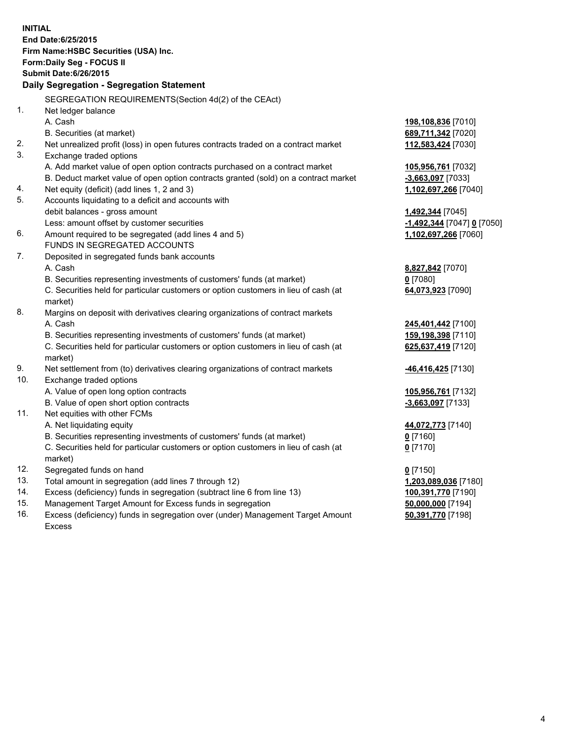**INITIAL**
**End Date:6/25/2015**
**Firm Name:HSBC Securities (USA) Inc.**
**Form:Daily Seg - FOCUS II**
**Submit Date:6/26/2015**

## Daily Segregation - Segregation Statement

SEGREGATION REQUIREMENTS(Section 4d(2) of the CEAct)

| | | |
|---|---|---|
| 1. | Net ledger balance | |
| | A. Cash | **198,108,836** [7010] |
| | B. Securities (at market) | **689,711,342** [7020] |
| 2. | Net unrealized profit (loss) in open futures contracts traded on a contract market | **112,583,424** [7030] |
| 3. | Exchange traded options | |
| | A. Add market value of open option contracts purchased on a contract market | **105,956,761** [7032] |
| | B. Deduct market value of open option contracts granted (sold) on a contract market | **-3,663,097** [7033] |
| 4. | Net equity (deficit) (add lines 1, 2 and 3) | **1,102,697,266** [7040] |
| 5. | Accounts liquidating to a deficit and accounts with debit balances - gross amount | **1,492,344** [7045] |
| | Less: amount offset by customer securities | **-1,492,344** [7047] **0** [7050] |
| 6. | Amount required to be segregated (add lines 4 and 5) | **1,102,697,266** [7060] |
| | FUNDS IN SEGREGATED ACCOUNTS | |
| 7. | Deposited in segregated funds bank accounts | |
| | A. Cash | **8,827,842** [7070] |
| | B. Securities representing investments of customers' funds (at market) | **0** [7080] |
| | C. Securities held for particular customers or option customers in lieu of cash (at market) | **64,073,923** [7090] |
| 8. | Margins on deposit with derivatives clearing organizations of contract markets | |
| | A. Cash | **245,401,442** [7100] |
| | B. Securities representing investments of customers' funds (at market) | **159,198,398** [7110] |
| | C. Securities held for particular customers or option customers in lieu of cash (at market) | **625,637,419** [7120] |
| 9. | Net settlement from (to) derivatives clearing organizations of contract markets | **-46,416,425** [7130] |
| 10. | Exchange traded options | |
| | A. Value of open long option contracts | **105,956,761** [7132] |
| | B. Value of open short option contracts | **-3,663,097** [7133] |
| 11. | Net equities with other FCMs | |
| | A. Net liquidating equity | **44,072,773** [7140] |
| | B. Securities representing investments of customers' funds (at market) | **0** [7160] |
| | C. Securities held for particular customers or option customers in lieu of cash (at market) | **0** [7170] |
| 12. | Segregated funds on hand | **0** [7150] |
| 13. | Total amount in segregation (add lines 7 through 12) | **1,203,089,036** [7180] |
| 14. | Excess (deficiency) funds in segregation (subtract line 6 from line 13) | **100,391,770** [7190] |
| 15. | Management Target Amount for Excess funds in segregation | **50,000,000** [7194] |
| 16. | Excess (deficiency) funds in segregation over (under) Management Target Amount Excess | **50,391,770** [7198] |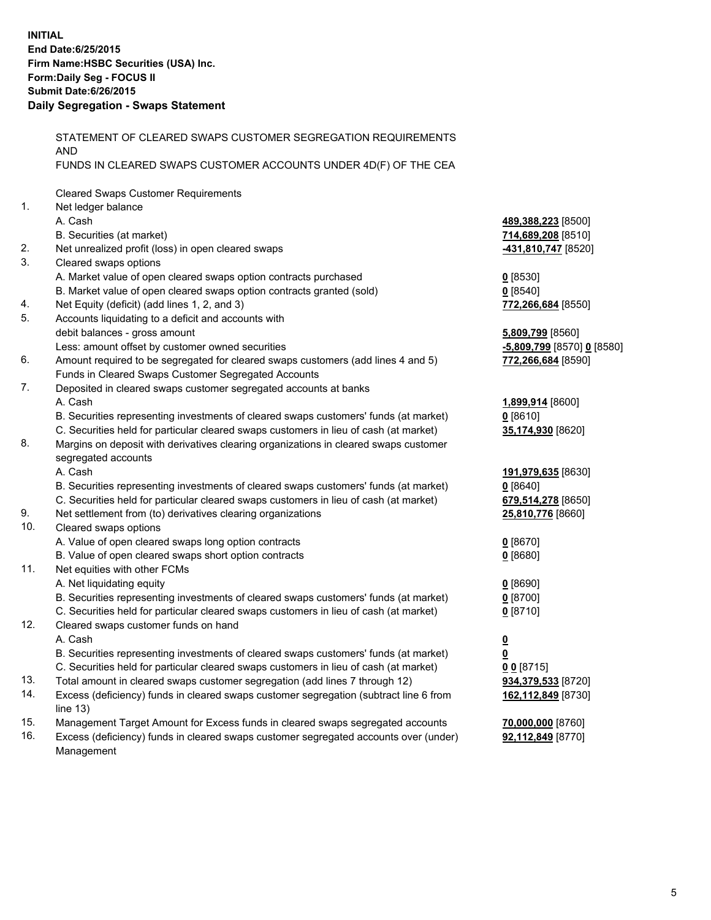**INITIAL**
**End Date:6/25/2015**
**Firm Name:HSBC Securities (USA) Inc.**
**Form:Daily Seg - FOCUS II**
**Submit Date:6/26/2015**
**Daily Segregation - Swaps Statement**

STATEMENT OF CLEARED SWAPS CUSTOMER SEGREGATION REQUIREMENTS AND FUNDS IN CLEARED SWAPS CUSTOMER ACCOUNTS UNDER 4D(F) OF THE CEA

| | | |
|---|---|---|
| | Cleared Swaps Customer Requirements | |
| 1. | Net ledger balance | |
| | A. Cash | **489,388,223** [8500] |
| | B. Securities (at market) | **714,689,208** [8510] |
| 2. | Net unrealized profit (loss) in open cleared swaps | **-431,810,747** [8520] |
| 3. | Cleared swaps options | |
| | A. Market value of open cleared swaps option contracts purchased | **0** [8530] |
| | B. Market value of open cleared swaps option contracts granted (sold) | **0** [8540] |
| 4. | Net Equity (deficit) (add lines 1, 2, and 3) | **772,266,684** [8550] |
| 5. | Accounts liquidating to a deficit and accounts with debit balances - gross amount | **5,809,799** [8560] |
| | Less: amount offset by customer owned securities | **-5,809,799** [8570] **0** [8580] |
| 6. | Amount required to be segregated for cleared swaps customers (add lines 4 and 5) | **772,266,684** [8590] |
| | Funds in Cleared Swaps Customer Segregated Accounts | |
| 7. | Deposited in cleared swaps customer segregated accounts at banks | |
| | A. Cash | **1,899,914** [8600] |
| | B. Securities representing investments of cleared swaps customers' funds (at market) | **0** [8610] |
| | C. Securities held for particular cleared swaps customers in lieu of cash (at market) | **35,174,930** [8620] |
| 8. | Margins on deposit with derivatives clearing organizations in cleared swaps customer segregated accounts | |
| | A. Cash | **191,979,635** [8630] |
| | B. Securities representing investments of cleared swaps customers' funds (at market) | **0** [8640] |
| | C. Securities held for particular cleared swaps customers in lieu of cash (at market) | **679,514,278** [8650] |
| 9. | Net settlement from (to) derivatives clearing organizations | **25,810,776** [8660] |
| 10. | Cleared swaps options | |
| | A. Value of open cleared swaps long option contracts | **0** [8670] |
| | B. Value of open cleared swaps short option contracts | **0** [8680] |
| 11. | Net equities with other FCMs | |
| | A. Net liquidating equity | **0** [8690] |
| | B. Securities representing investments of cleared swaps customers' funds (at market) | **0** [8700] |
| | C. Securities held for particular cleared swaps customers in lieu of cash (at market) | **0** [8710] |
| 12. | Cleared swaps customer funds on hand | |
| | A. Cash | **0** |
| | B. Securities representing investments of cleared swaps customers' funds (at market) | **0** |
| | C. Securities held for particular cleared swaps customers in lieu of cash (at market) | **0** **0** [8715] |
| 13. | Total amount in cleared swaps customer segregation (add lines 7 through 12) | **934,379,533** [8720] |
| 14. | Excess (deficiency) funds in cleared swaps customer segregation (subtract line 6 from line 13) | **162,112,849** [8730] |
| 15. | Management Target Amount for Excess funds in cleared swaps segregated accounts | **70,000,000** [8760] |
| 16. | Excess (deficiency) funds in cleared swaps customer segregated accounts over (under) Management | **92,112,849** [8770] |